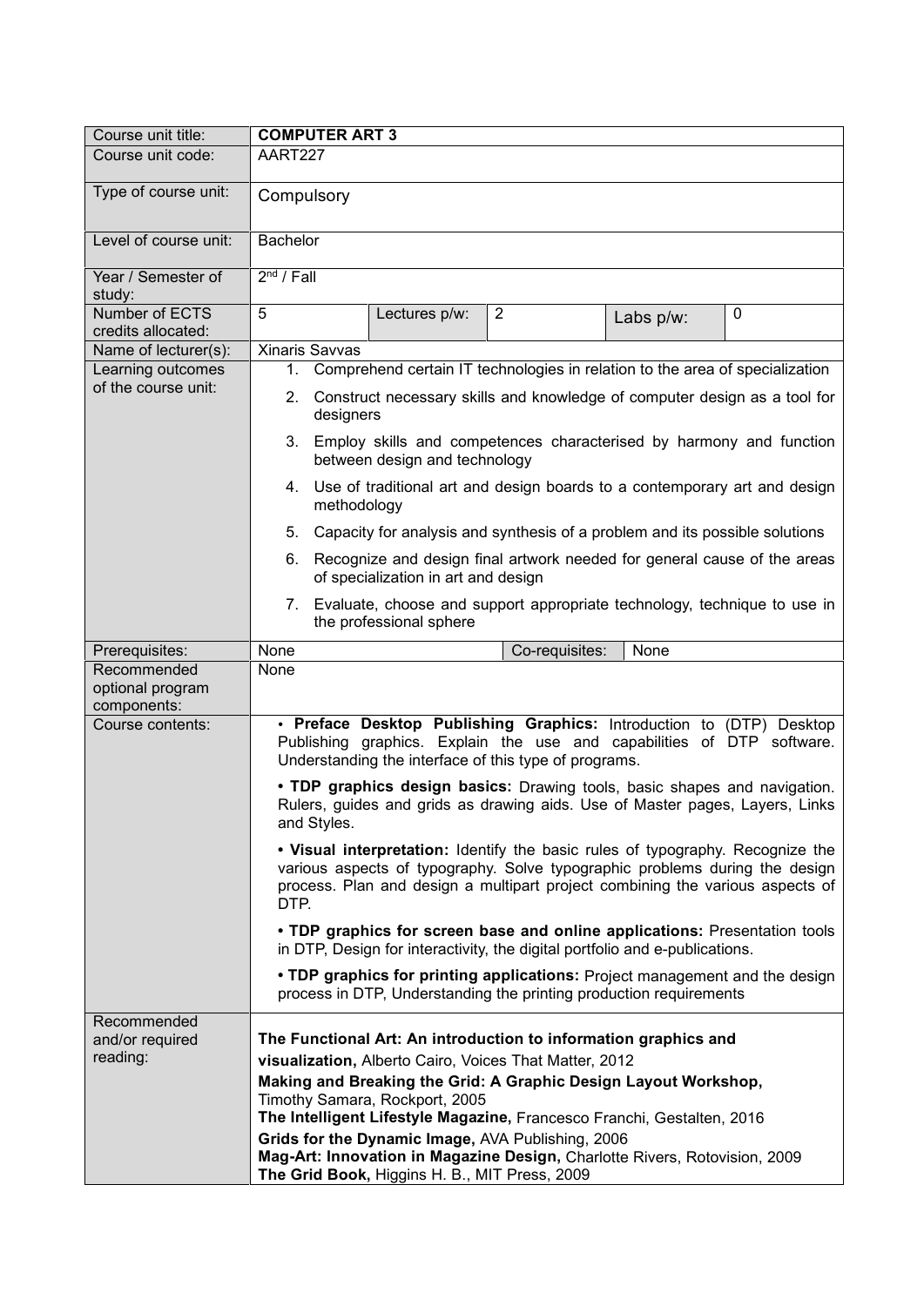| Course unit title: | **COMPUTER ART 3** | | | | |
|---|---|---|---|---|---|
| Course unit code: | AART227 | | | | |
| Type of course unit: | Compulsory | | | | |
| Level of course unit: | Bachelor | | | | |
| Year / Semester of study: | 2nd / Fall | | | | |
| Number of ECTS credits allocated: | 5 | Lectures p/w: | 2 | Labs p/w: | 0 |
| Name of lecturer(s): | Xinaris Savvas | | | | |
| Learning outcomes of the course unit: | 1. Comprehend certain IT technologies in relation to the area of specialization<br>2. Construct necessary skills and knowledge of computer design as a tool for designers<br>3. Employ skills and competences characterised by harmony and function between design and technology<br>4. Use of traditional art and design boards to a contemporary art and design methodology<br>5. Capacity for analysis and synthesis of a problem and its possible solutions<br>6. Recognize and design final artwork needed for general cause of the areas of specialization in art and design<br>7. Evaluate, choose and support appropriate technology, technique to use in the professional sphere | | | | |
| Prerequisites: | None | | Co-requisites: | None | |
| Recommended optional program components: | None | | | | |
| Course contents: | • **Preface Desktop Publishing Graphics:** Introduction to (DTP) Desktop Publishing graphics. Explain the use and capabilities of DTP software. Understanding the interface of this type of programs.<br>• **TDP graphics design basics:** Drawing tools, basic shapes and navigation. Rulers, guides and grids as drawing aids. Use of Master pages, Layers, Links and Styles.<br>• **Visual interpretation:** Identify the basic rules of typography. Recognize the various aspects of typography. Solve typographic problems during the design process. Plan and design a multipart project combining the various aspects of DTP.<br>• **TDP graphics for screen base and online applications:** Presentation tools in DTP, Design for interactivity, the digital portfolio and e-publications.<br>• **TDP graphics for printing applications:** Project management and the design process in DTP, Understanding the printing production requirements | | | | |
| Recommended and/or required reading: | **The Functional Art: An introduction to information graphics and visualization,** Alberto Cairo, Voices That Matter, 2012<br>**Making and Breaking the Grid: A Graphic Design Layout Workshop,** Timothy Samara, Rockport, 2005<br>**The Intelligent Lifestyle Magazine,** Francesco Franchi, Gestalten, 2016<br>**Grids for the Dynamic Image,** AVA Publishing, 2006<br>**Mag-Art: Innovation in Magazine Design,** Charlotte Rivers, Rotovision, 2009<br>**The Grid Book,** Higgins H. B., MIT Press, 2009 | | | | |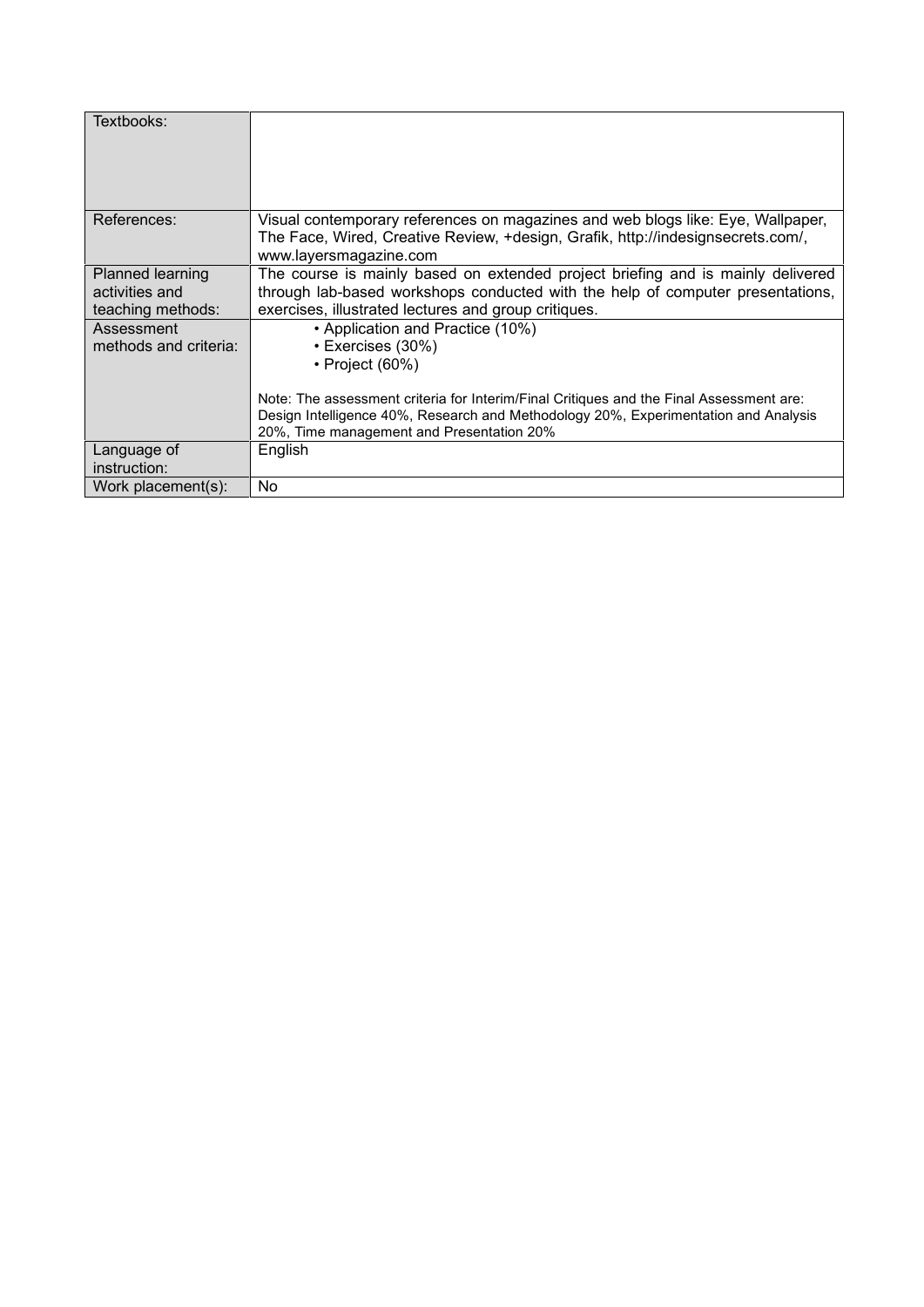| | |
|---|---|
| Textbooks: | |
| References: | Visual contemporary references on magazines and web blogs like: Eye, Wallpaper, The Face, Wired, Creative Review, +design, Grafik, http://indesignsecrets.com/, www.layersmagazine.com |
| Planned learning activities and teaching methods: | The course is mainly based on extended project briefing and is mainly delivered through lab-based workshops conducted with the help of computer presentations, exercises, illustrated lectures and group critiques. |
| Assessment methods and criteria: | • Application and Practice (10%)<br>• Exercises (30%)<br>• Project (60%)<br><br>Note: The assessment criteria for Interim/Final Critiques and the Final Assessment are: Design Intelligence 40%, Research and Methodology 20%, Experimentation and Analysis 20%, Time management and Presentation 20% |
| Language of instruction: | English |
| Work placement(s): | No |